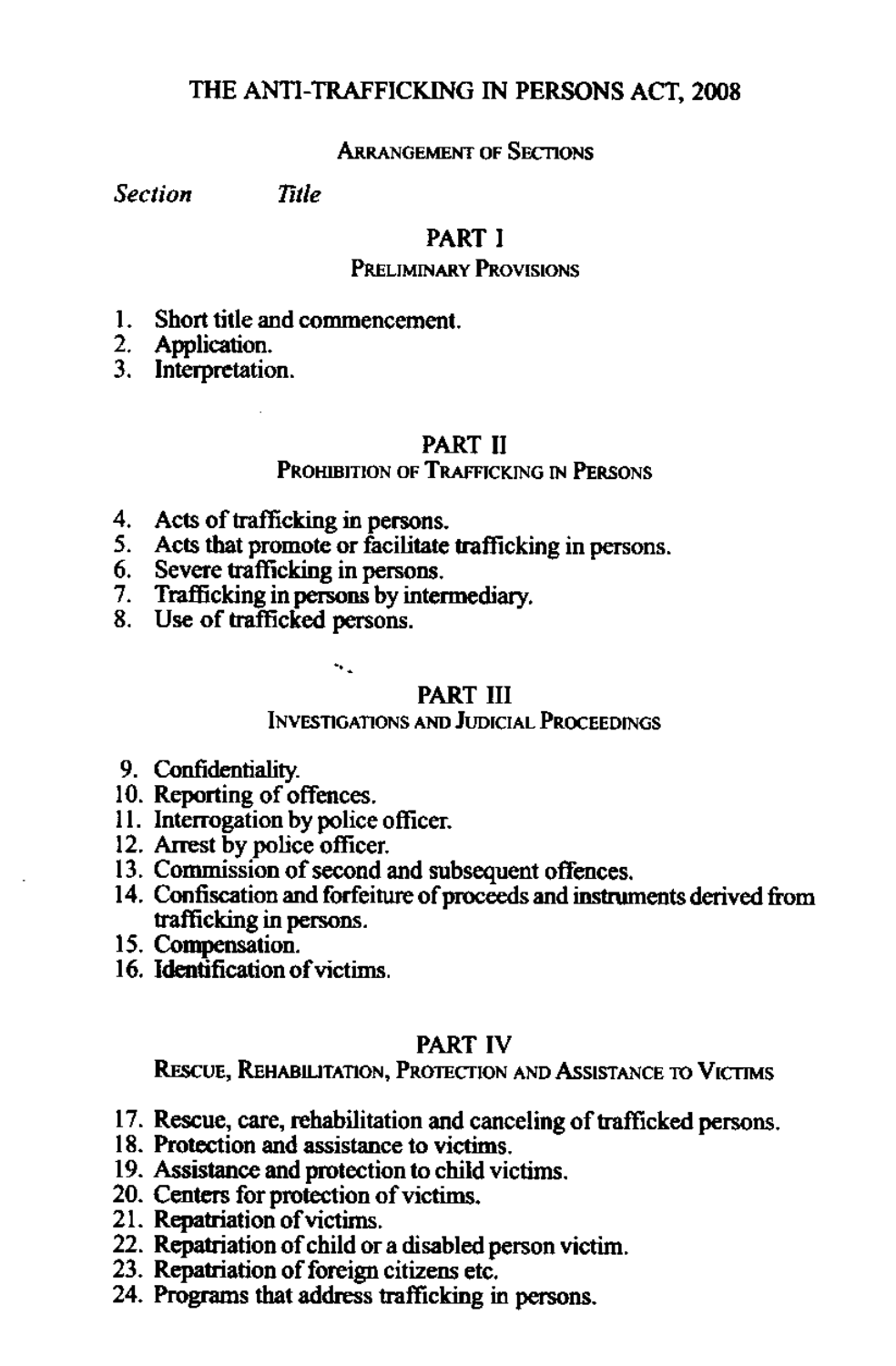# THE ANTI-TRAFFICKING IN PERSONS ACT, 2008

## ARRANGEMENT OF SECTIONS

*Section* *Title*

## PART I

### PRELIMINARY PROVISIONS

1. Short title and commencement.
2. Application.
3. Interpretation.

## PART II

### PROHIBITION OF TRAFFICKING IN PERSONS

4. Acts of trafficking in persons.
5. Acts that promote or facilitate trafficking in persons.
6. Severe trafficking in persons.
7. Trafficking in persons by intermediary.
8. Use of trafficked persons.

## PART III

### INVESTIGATIONS AND JUDICIAL PROCEEDINGS

9. Confidentiality.
10. Reporting of offences.
11. Interrogation by police officer.
12. Arrest by police officer.
13. Commission of second and subsequent offences.
14. Confiscation and forfeiture of proceeds and instruments derived from trafficking in persons.
15. Compensation.
16. Identification of victims.

## PART IV

### RESCUE, REHABILITATION, PROTECTION AND ASSISTANCE TO VICTIMS

17. Rescue, care, rehabilitation and canceling of trafficked persons.
18. Protection and assistance to victims.
19. Assistance and protection to child victims.
20. Centers for protection of victims.
21. Repatriation of victims.
22. Repatriation of child or a disabled person victim.
23. Repatriation of foreign citizens etc.
24. Programs that address trafficking in persons.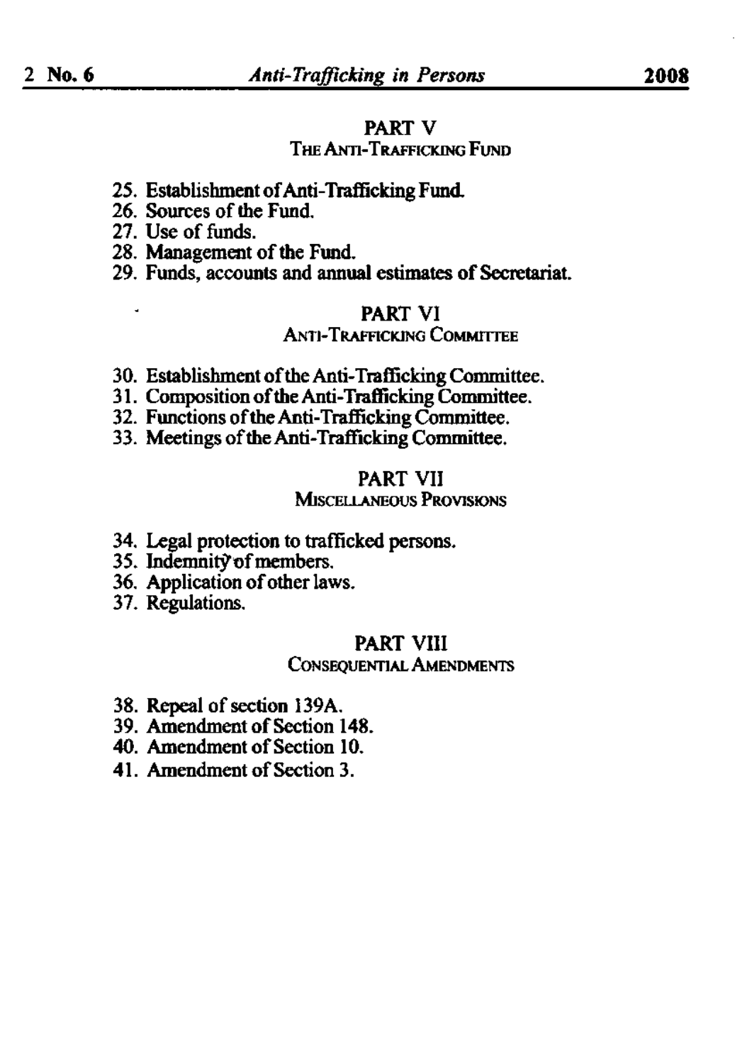## PART V

### THE ANTI-TRAFFICKING FUND

25. Establishment of Anti-Trafficking Fund.
26. Sources of the Fund.
27. Use of funds.
28. Management of the Fund.
29. Funds, accounts and annual estimates of Secretariat.

## PART VI

### ANTI-TRAFFICKING COMMITTEE

30. Establishment of the Anti-Trafficking Committee.
31. Composition of the Anti-Trafficking Committee.
32. Functions of the Anti-Trafficking Committee.
33. Meetings of the Anti-Trafficking Committee.

## PART VII

### MISCELLANEOUS PROVISIONS

34. Legal protection to trafficked persons.
35. Indemnity of members.
36. Application of other laws.
37. Regulations.

## PART VIII

### CONSEQUENTIAL AMENDMENTS

38. Repeal of section 139A.
39. Amendment of Section 148.
40. Amendment of Section 10.
41. Amendment of Section 3.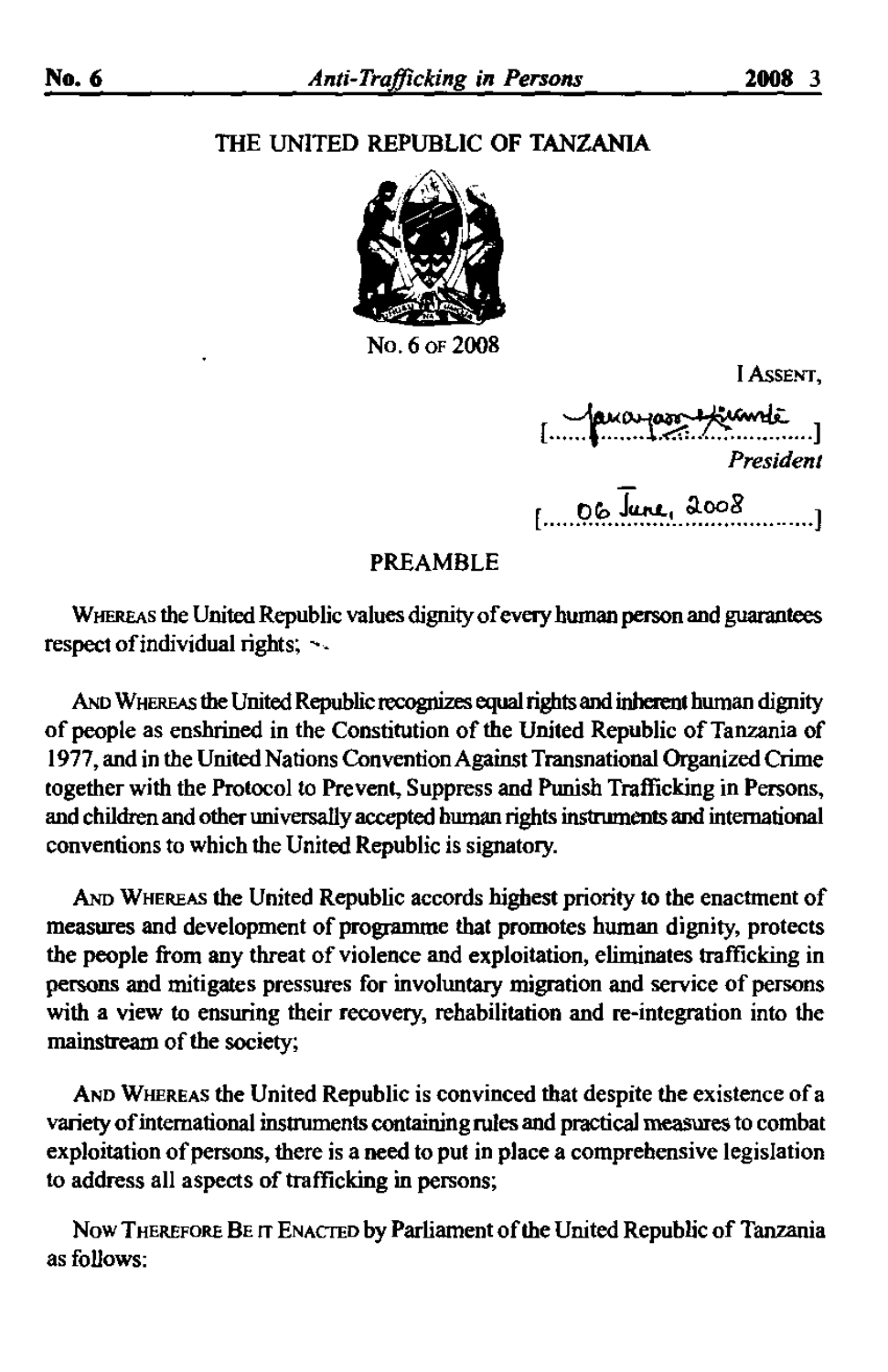# THE UNITED REPUBLIC OF TANZANIA

No. 6 OF 2008

I ASSENT,

[Jakaya Kikwete]
*President*

[06 June, 2008]

## PREAMBLE

WHEREAS the United Republic values dignity of every human person and guarantees respect of individual rights;

AND WHEREAS the United Republic recognizes equal rights and inherent human dignity of people as enshrined in the Constitution of the United Republic of Tanzania of 1977, and in the United Nations Convention Against Transnational Organized Crime together with the Protocol to Prevent, Suppress and Punish Trafficking in Persons, and children and other universally accepted human rights instruments and international conventions to which the United Republic is signatory.

AND WHEREAS the United Republic accords highest priority to the enactment of measures and development of programme that promotes human dignity, protects the people from any threat of violence and exploitation, eliminates trafficking in persons and mitigates pressures for involuntary migration and service of persons with a view to ensuring their recovery, rehabilitation and re-integration into the mainstream of the society;

AND WHEREAS the United Republic is convinced that despite the existence of a variety of international instruments containing rules and practical measures to combat exploitation of persons, there is a need to put in place a comprehensive legislation to address all aspects of trafficking in persons;

NOW THEREFORE BE IT ENACTED by Parliament of the United Republic of Tanzania as follows: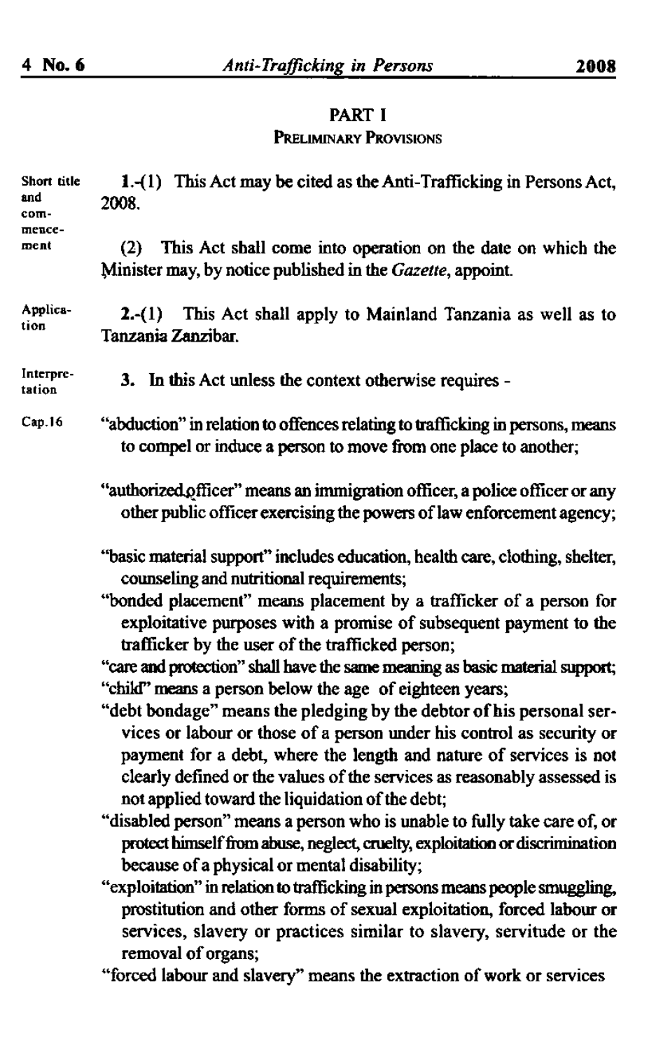## PART I

### PRELIMINARY PROVISIONS

Short title and commencement

**1.**-(1) This Act may be cited as the Anti-Trafficking in Persons Act, 2008.

(2) This Act shall come into operation on the date on which the Minister may, by notice published in the *Gazette*, appoint.

Application

**2.**-(1) This Act shall apply to Mainland Tanzania as well as to Tanzania Zanzibar.

Interpretation

**3.** In this Act unless the context otherwise requires -

Cap.16

"abduction" in relation to offences relating to trafficking in persons, means to compel or induce a person to move from one place to another;

"authorized officer" means an immigration officer, a police officer or any other public officer exercising the powers of law enforcement agency;

"basic material support" includes education, health care, clothing, shelter, counseling and nutritional requirements;

"bonded placement" means placement by a trafficker of a person for exploitative purposes with a promise of subsequent payment to the trafficker by the user of the trafficked person;

"care and protection" shall have the same meaning as basic material support;

"child" means a person below the age of eighteen years;

"debt bondage" means the pledging by the debtor of his personal services or labour or those of a person under his control as security or payment for a debt, where the length and nature of services is not clearly defined or the values of the services as reasonably assessed is not applied toward the liquidation of the debt;

"disabled person" means a person who is unable to fully take care of, or protect himself from abuse, neglect, cruelty, exploitation or discrimination because of a physical or mental disability;

"exploitation" in relation to trafficking in persons means people smuggling, prostitution and other forms of sexual exploitation, forced labour or services, slavery or practices similar to slavery, servitude or the removal of organs;

"forced labour and slavery" means the extraction of work or services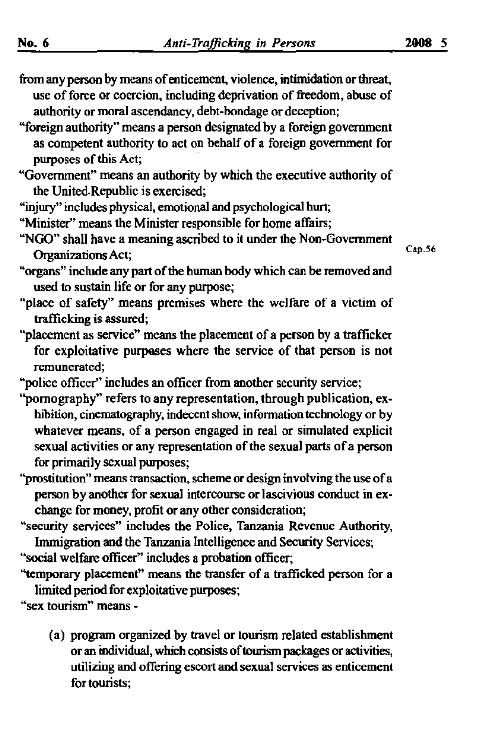from any person by means of enticement, violence, intimidation or threat, use of force or coercion, including deprivation of freedom, abuse of authority or moral ascendancy, debt-bondage or deception;

"foreign authority" means a person designated by a foreign government as competent authority to act on behalf of a foreign government for purposes of this Act;

"Government" means an authority by which the executive authority of the United Republic is exercised;

"injury" includes physical, emotional and psychological hurt;

"Minister" means the Minister responsible for home affairs;

"NGO" shall have a meaning ascribed to it under the Non-Government Organizations Act; Cap.56

"organs" include any part of the human body which can be removed and used to sustain life or for any purpose;

"place of safety" means premises where the welfare of a victim of trafficking is assured;

"placement as service" means the placement of a person by a trafficker for exploitative purposes where the service of that person is not remunerated;

"police officer" includes an officer from another security service;

"pornography" refers to any representation, through publication, exhibition, cinematography, indecent show, information technology or by whatever means, of a person engaged in real or simulated explicit sexual activities or any representation of the sexual parts of a person for primarily sexual purposes;

"prostitution" means transaction, scheme or design involving the use of a person by another for sexual intercourse or lascivious conduct in exchange for money, profit or any other consideration;

"security services" includes the Police, Tanzania Revenue Authority, Immigration and the Tanzania Intelligence and Security Services;

"social welfare officer" includes a probation officer;

"temporary placement" means the transfer of a trafficked person for a limited period for exploitative purposes;

"sex tourism" means -

(a) program organized by travel or tourism related establishment or an individual, which consists of tourism packages or activities, utilizing and offering escort and sexual services as enticement for tourists;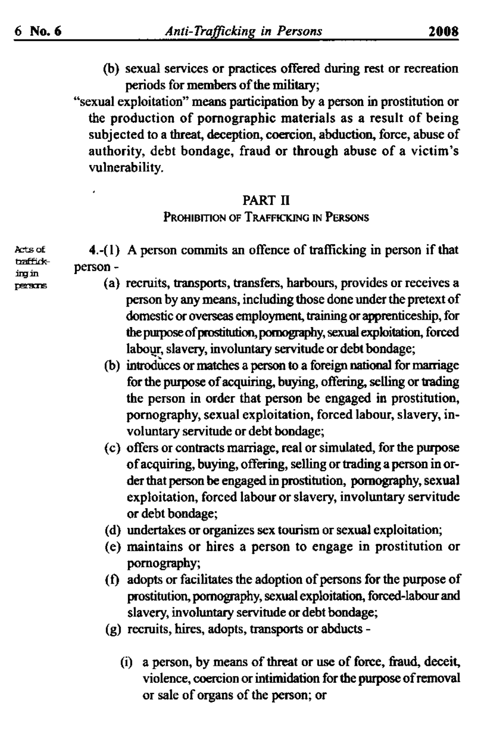(b) sexual services or practices offered during rest or recreation periods for members of the military;

"sexual exploitation" means participation by a person in prostitution or the production of pornographic materials as a result of being subjected to a threat, deception, coercion, abduction, force, abuse of authority, debt bondage, fraud or through abuse of a victim's vulnerability.

## PART II

### PROHIBITION OF TRAFFICKING IN PERSONS

Acts of trafficking in persons

**4.**-(1) A person commits an offence of trafficking in person if that person -

(a) recruits, transports, transfers, harbours, provides or receives a person by any means, including those done under the pretext of domestic or overseas employment, training or apprenticeship, for the purpose of prostitution, pornography, sexual exploitation, forced labour, slavery, involuntary servitude or debt bondage;

(b) introduces or matches a person to a foreign national for marriage for the purpose of acquiring, buying, offering, selling or trading the person in order that person be engaged in prostitution, pornography, sexual exploitation, forced labour, slavery, involuntary servitude or debt bondage;

(c) offers or contracts marriage, real or simulated, for the purpose of acquiring, buying, offering, selling or trading a person in order that person be engaged in prostitution, pornography, sexual exploitation, forced labour or slavery, involuntary servitude or debt bondage;

(d) undertakes or organizes sex tourism or sexual exploitation;

(e) maintains or hires a person to engage in prostitution or pornography;

(f) adopts or facilitates the adoption of persons for the purpose of prostitution, pornography, sexual exploitation, forced-labour and slavery, involuntary servitude or debt bondage;

(g) recruits, hires, adopts, transports or abducts -

(i) a person, by means of threat or use of force, fraud, deceit, violence, coercion or intimidation for the purpose of removal or sale of organs of the person; or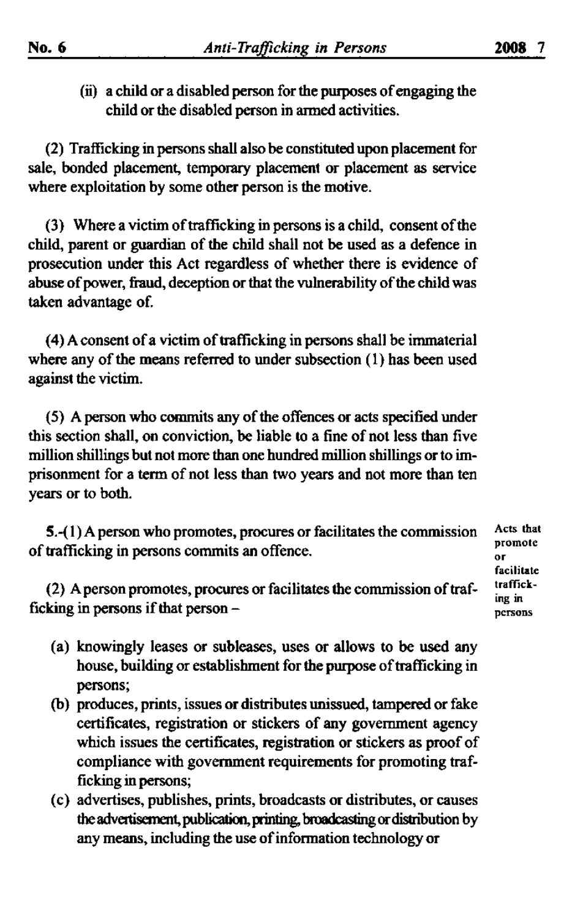(ii) a child or a disabled person for the purposes of engaging the child or the disabled person in armed activities.

(2) Trafficking in persons shall also be constituted upon placement for sale, bonded placement, temporary placement or placement as service where exploitation by some other person is the motive.

(3) Where a victim of trafficking in persons is a child, consent of the child, parent or guardian of the child shall not be used as a defence in prosecution under this Act regardless of whether there is evidence of abuse of power, fraud, deception or that the vulnerability of the child was taken advantage of.

(4) A consent of a victim of trafficking in persons shall be immaterial where any of the means referred to under subsection (1) has been used against the victim.

(5) A person who commits any of the offences or acts specified under this section shall, on conviction, be liable to a fine of not less than five million shillings but not more than one hundred million shillings or to imprisonment for a term of not less than two years and not more than ten years or to both.

Acts that promote or facilitate trafficking in persons

**5.**-(1) A person who promotes, procures or facilitates the commission of trafficking in persons commits an offence.

(2) A person promotes, procures or facilitates the commission of trafficking in persons if that person –

(a) knowingly leases or subleases, uses or allows to be used any house, building or establishment for the purpose of trafficking in persons;

(b) produces, prints, issues or distributes unissued, tampered or fake certificates, registration or stickers of any government agency which issues the certificates, registration or stickers as proof of compliance with government requirements for promoting trafficking in persons;

(c) advertises, publishes, prints, broadcasts or distributes, or causes the advertisement, publication, printing, broadcasting or distribution by any means, including the use of information technology or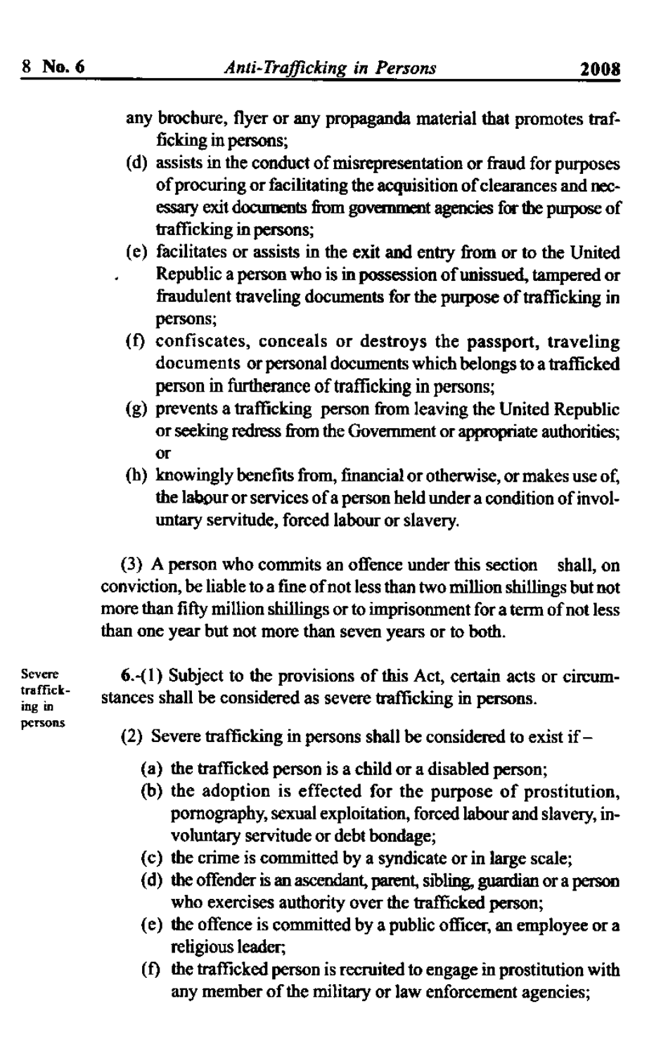any brochure, flyer or any propaganda material that promotes trafficking in persons;

(d) assists in the conduct of misrepresentation or fraud for purposes of procuring or facilitating the acquisition of clearances and necessary exit documents from government agencies for the purpose of trafficking in persons;

(e) facilitates or assists in the exit and entry from or to the United Republic a person who is in possession of unissued, tampered or fraudulent traveling documents for the purpose of trafficking in persons;

(f) confiscates, conceals or destroys the passport, traveling documents or personal documents which belongs to a trafficked person in furtherance of trafficking in persons;

(g) prevents a trafficking person from leaving the United Republic or seeking redress from the Government or appropriate authorities; or

(h) knowingly benefits from, financial or otherwise, or makes use of, the labour or services of a person held under a condition of involuntary servitude, forced labour or slavery.

(3) A person who commits an offence under this section shall, on conviction, be liable to a fine of not less than two million shillings but not more than fifty million shillings or to imprisonment for a term of not less than one year but not more than seven years or to both.

Severe trafficking in persons

6.-(1) Subject to the provisions of this Act, certain acts or circumstances shall be considered as severe trafficking in persons.

(2) Severe trafficking in persons shall be considered to exist if –

(a) the trafficked person is a child or a disabled person;

(b) the adoption is effected for the purpose of prostitution, pornography, sexual exploitation, forced labour and slavery, involuntary servitude or debt bondage;

(c) the crime is committed by a syndicate or in large scale;

(d) the offender is an ascendant, parent, sibling, guardian or a person who exercises authority over the trafficked person;

(e) the offence is committed by a public officer, an employee or a religious leader;

(f) the trafficked person is recruited to engage in prostitution with any member of the military or law enforcement agencies;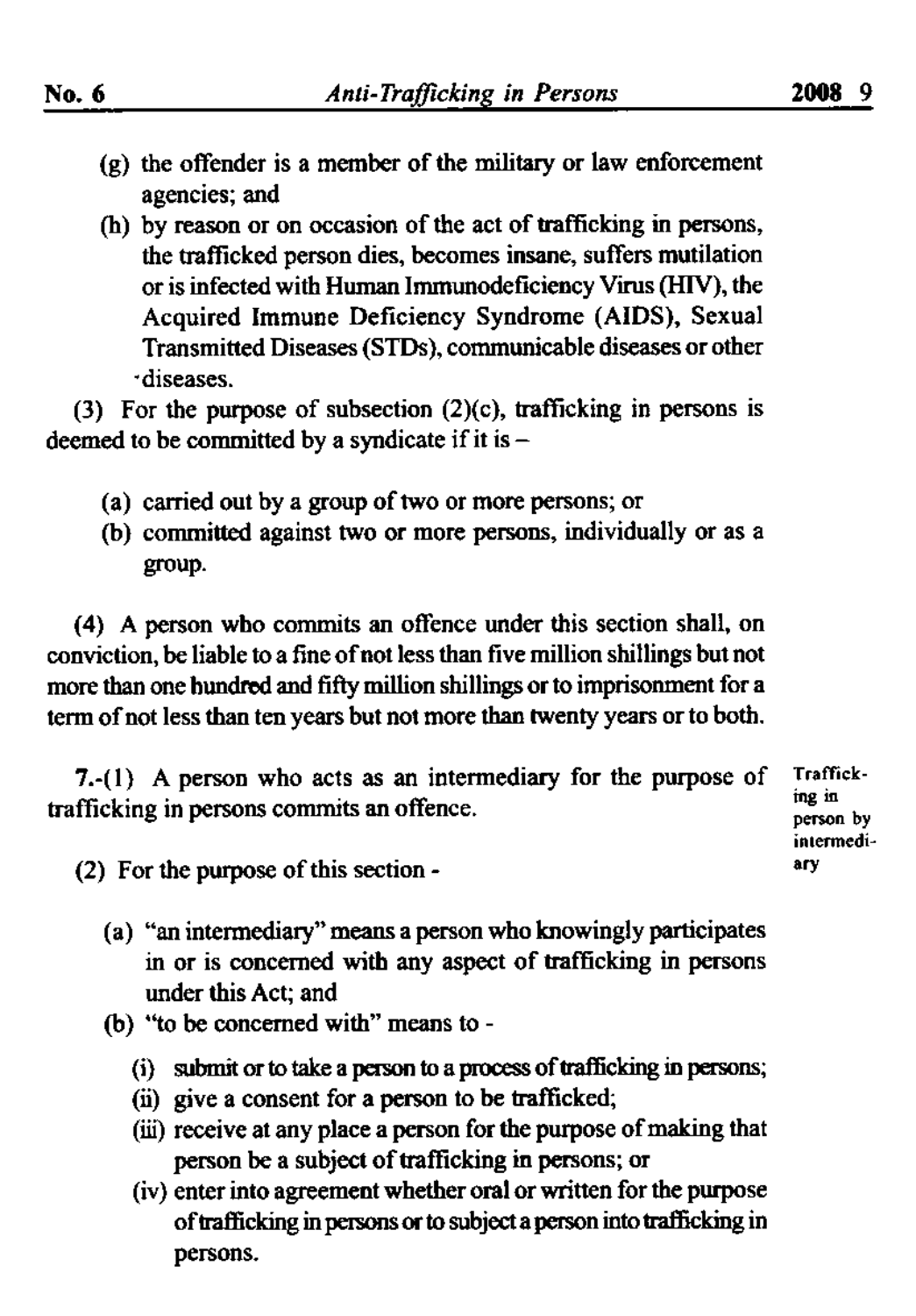(g) the offender is a member of the military or law enforcement agencies; and

(h) by reason or on occasion of the act of trafficking in persons, the trafficked person dies, becomes insane, suffers mutilation or is infected with Human Immunodeficiency Virus (HIV), the Acquired Immune Deficiency Syndrome (AIDS), Sexual Transmitted Diseases (STDs), communicable diseases or other diseases.

(3) For the purpose of subsection (2)(c), trafficking in persons is deemed to be committed by a syndicate if it is –

(a) carried out by a group of two or more persons; or

(b) committed against two or more persons, individually or as a group.

(4) A person who commits an offence under this section shall, on conviction, be liable to a fine of not less than five million shillings but not more than one hundred and fifty million shillings or to imprisonment for a term of not less than ten years but not more than twenty years or to both.

**Trafficking in person by intermediary**

7.-(1) A person who acts as an intermediary for the purpose of trafficking in persons commits an offence.

(2) For the purpose of this section -

(a) "an intermediary" means a person who knowingly participates in or is concerned with any aspect of trafficking in persons under this Act; and

(b) "to be concerned with" means to -

(i) submit or to take a person to a process of trafficking in persons;

(ii) give a consent for a person to be trafficked;

(iii) receive at any place a person for the purpose of making that person be a subject of trafficking in persons; or

(iv) enter into agreement whether oral or written for the purpose of trafficking in persons or to subject a person into trafficking in persons.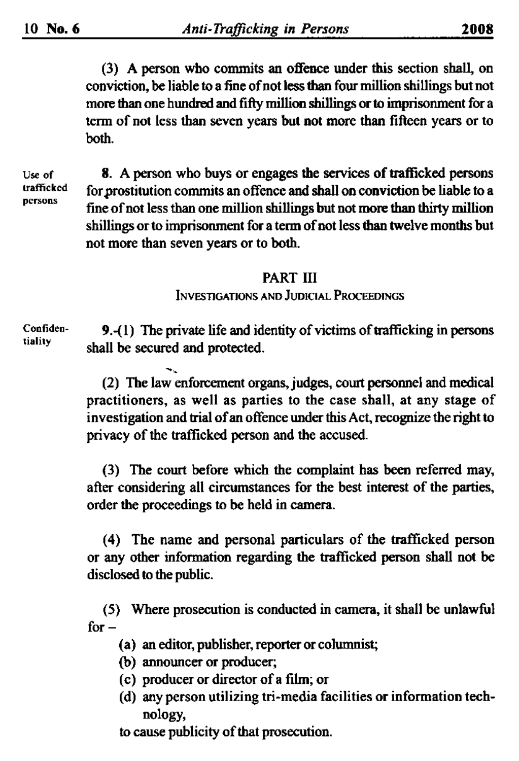(3) A person who commits an offence under this section shall, on conviction, be liable to a fine of not less than four million shillings but not more than one hundred and fifty million shillings or to imprisonment for a term of not less than seven years but not more than fifteen years or to both.

Use of trafficked persons

**8.** A person who buys or engages the services of trafficked persons for prostitution commits an offence and shall on conviction be liable to a fine of not less than one million shillings but not more than thirty million shillings or to imprisonment for a term of not less than twelve months but not more than seven years or to both.

## PART III

### INVESTIGATIONS AND JUDICIAL PROCEEDINGS

Confidentiality

**9.**-(1) The private life and identity of victims of trafficking in persons shall be secured and protected.

(2) The law enforcement organs, judges, court personnel and medical practitioners, as well as parties to the case shall, at any stage of investigation and trial of an offence under this Act, recognize the right to privacy of the trafficked person and the accused.

(3) The court before which the complaint has been referred may, after considering all circumstances for the best interest of the parties, order the proceedings to be held in camera.

(4) The name and personal particulars of the trafficked person or any other information regarding the trafficked person shall not be disclosed to the public.

(5) Where prosecution is conducted in camera, it shall be unlawful for –

(a) an editor, publisher, reporter or columnist;

(b) announcer or producer;

(c) producer or director of a film; or

(d) any person utilizing tri-media facilities or information technology,

to cause publicity of that prosecution.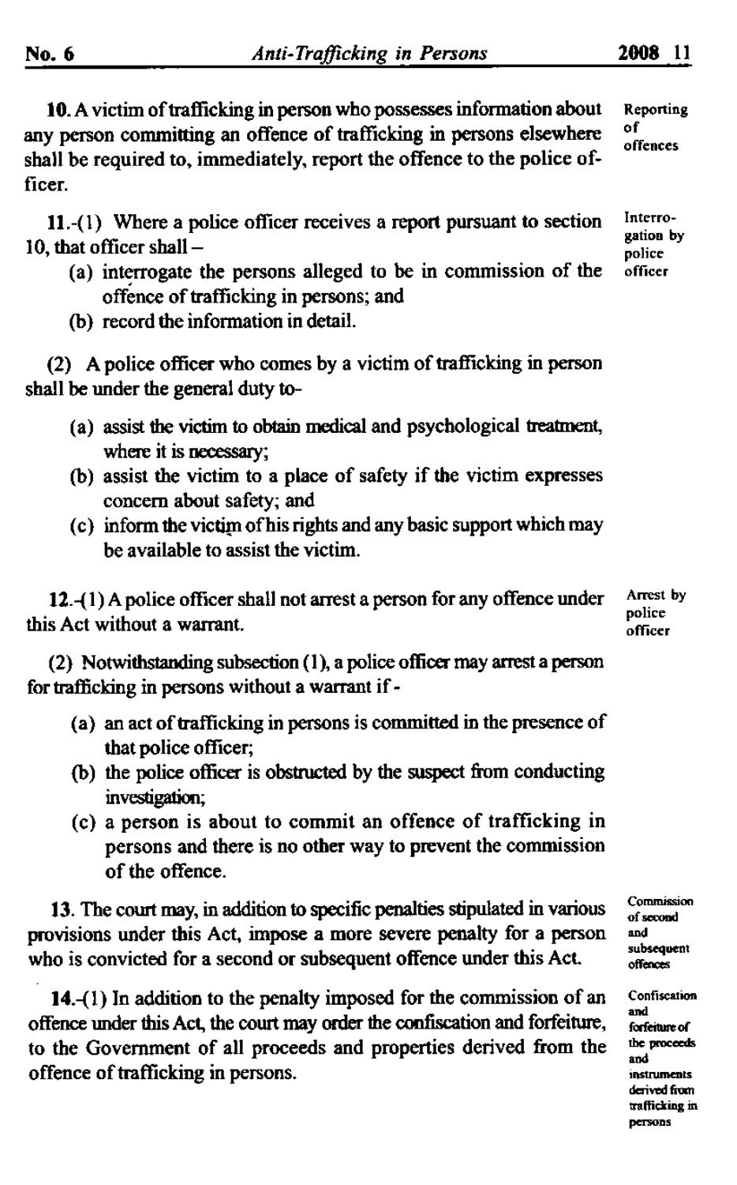**10.** A victim of trafficking in person who possesses information about any person committing an offence of trafficking in persons elsewhere shall be required to, immediately, report the offence to the police officer.

*Reporting of offences*

**11.**-(1) Where a police officer receives a report pursuant to section 10, that officer shall –

*Interrogation by police officer*

- (a) interrogate the persons alleged to be in commission of the offence of trafficking in persons; and
- (b) record the information in detail.

(2) A police officer who comes by a victim of trafficking in person shall be under the general duty to-

- (a) assist the victim to obtain medical and psychological treatment, where it is necessary;
- (b) assist the victim to a place of safety if the victim expresses concern about safety; and
- (c) inform the victim of his rights and any basic support which may be available to assist the victim.

**12.**-(1) A police officer shall not arrest a person for any offence under this Act without a warrant.

*Arrest by police officer*

(2) Notwithstanding subsection (1), a police officer may arrest a person for trafficking in persons without a warrant if -

- (a) an act of trafficking in persons is committed in the presence of that police officer;
- (b) the police officer is obstructed by the suspect from conducting investigation;
- (c) a person is about to commit an offence of trafficking in persons and there is no other way to prevent the commission of the offence.

**13.** The court may, in addition to specific penalties stipulated in various provisions under this Act, impose a more severe penalty for a person who is convicted for a second or subsequent offence under this Act.

*Commission of second and subsequent offences*

**14.**-(1) In addition to the penalty imposed for the commission of an offence under this Act, the court may order the confiscation and forfeiture, to the Government of all proceeds and properties derived from the offence of trafficking in persons.

*Confiscation and forfeiture of the proceeds and instruments derived from trafficking in persons*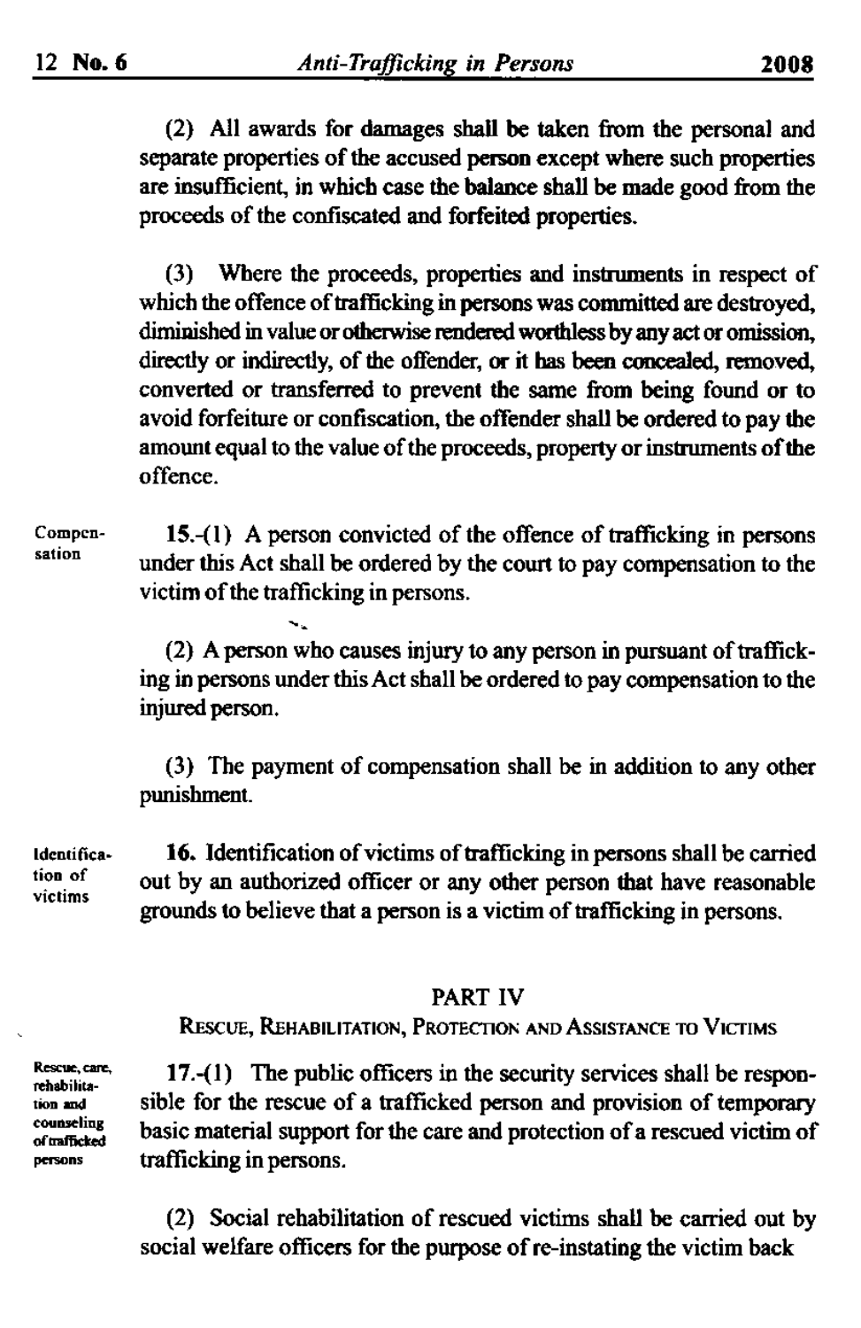(2) All awards for damages shall be taken from the personal and separate properties of the accused person except where such properties are insufficient, in which case the balance shall be made good from the proceeds of the confiscated and forfeited properties.

(3) Where the proceeds, properties and instruments in respect of which the offence of trafficking in persons was committed are destroyed, diminished in value or otherwise rendered worthless by any act or omission, directly or indirectly, of the offender, or it has been concealed, removed, converted or transferred to prevent the same from being found or to avoid forfeiture or confiscation, the offender shall be ordered to pay the amount equal to the value of the proceeds, property or instruments of the offence.

Compensation

**15.**-(1) A person convicted of the offence of trafficking in persons under this Act shall be ordered by the court to pay compensation to the victim of the trafficking in persons.

(2) A person who causes injury to any person in pursuant of trafficking in persons under this Act shall be ordered to pay compensation to the injured person.

(3) The payment of compensation shall be in addition to any other punishment.

Identification of victims

**16.** Identification of victims of trafficking in persons shall be carried out by an authorized officer or any other person that have reasonable grounds to believe that a person is a victim of trafficking in persons.

## PART IV

### RESCUE, REHABILITATION, PROTECTION AND ASSISTANCE TO VICTIMS

Rescue, care, rehabilitation and counseling of trafficked persons

**17.**-(1) The public officers in the security services shall be responsible for the rescue of a trafficked person and provision of temporary basic material support for the care and protection of a rescued victim of trafficking in persons.

(2) Social rehabilitation of rescued victims shall be carried out by social welfare officers for the purpose of re-instating the victim back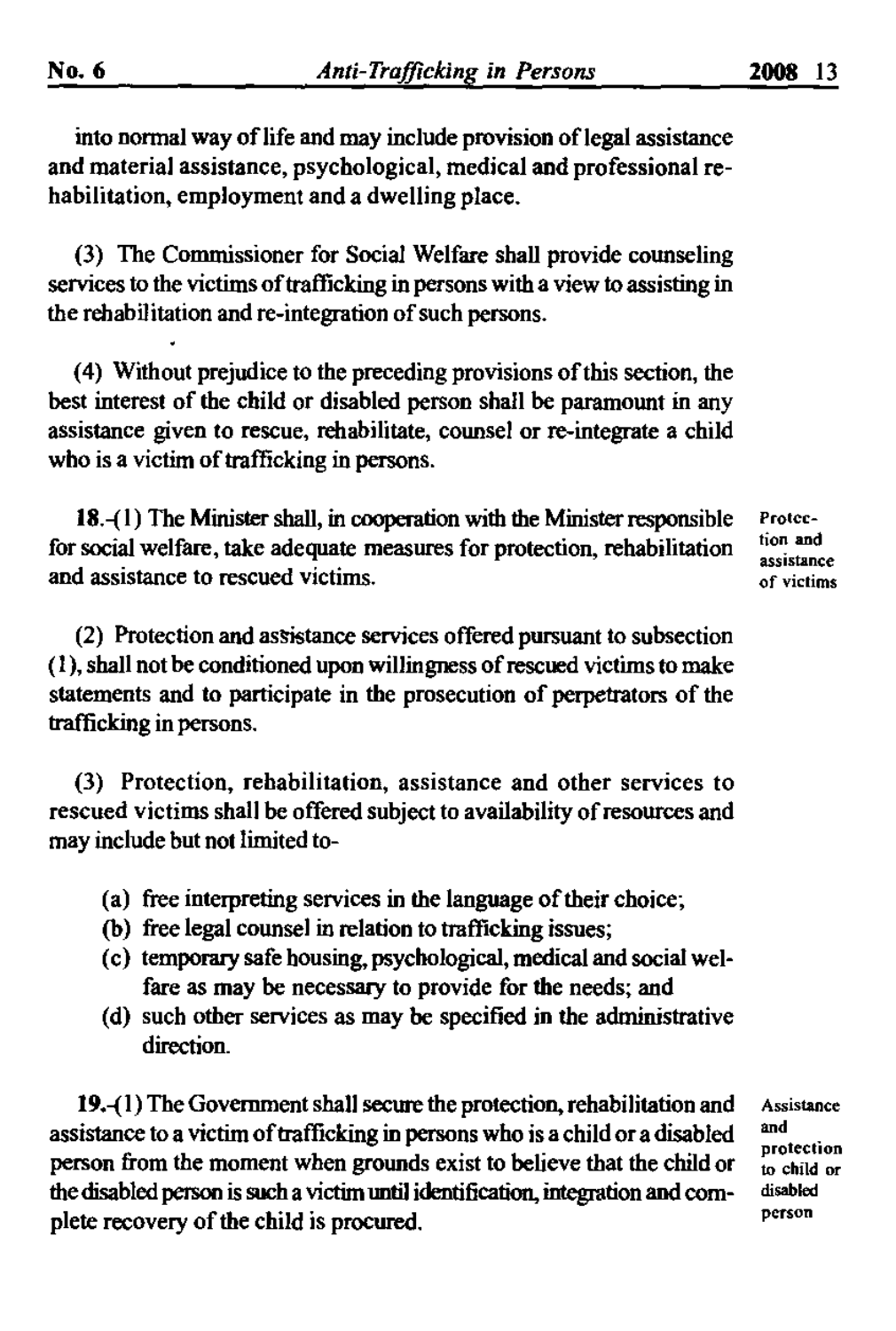into normal way of life and may include provision of legal assistance and material assistance, psychological, medical and professional rehabilitation, employment and a dwelling place.

(3) The Commissioner for Social Welfare shall provide counseling services to the victims of trafficking in persons with a view to assisting in the rehabilitation and re-integration of such persons.

(4) Without prejudice to the preceding provisions of this section, the best interest of the child or disabled person shall be paramount in any assistance given to rescue, rehabilitate, counsel or re-integrate a child who is a victim of trafficking in persons.

**Protection and assistance of victims**

**18.**-(1) The Minister shall, in cooperation with the Minister responsible for social welfare, take adequate measures for protection, rehabilitation and assistance to rescued victims.

(2) Protection and assistance services offered pursuant to subsection (1), shall not be conditioned upon willingness of rescued victims to make statements and to participate in the prosecution of perpetrators of the trafficking in persons.

(3) Protection, rehabilitation, assistance and other services to rescued victims shall be offered subject to availability of resources and may include but not limited to-

(a) free interpreting services in the language of their choice;
(b) free legal counsel in relation to trafficking issues;
(c) temporary safe housing, psychological, medical and social welfare as may be necessary to provide for the needs; and
(d) such other services as may be specified in the administrative direction.

**Assistance and protection to child or disabled person**

**19.**-(1) The Government shall secure the protection, rehabilitation and assistance to a victim of trafficking in persons who is a child or a disabled person from the moment when grounds exist to believe that the child or the disabled person is such a victim until identification, integration and complete recovery of the child is procured.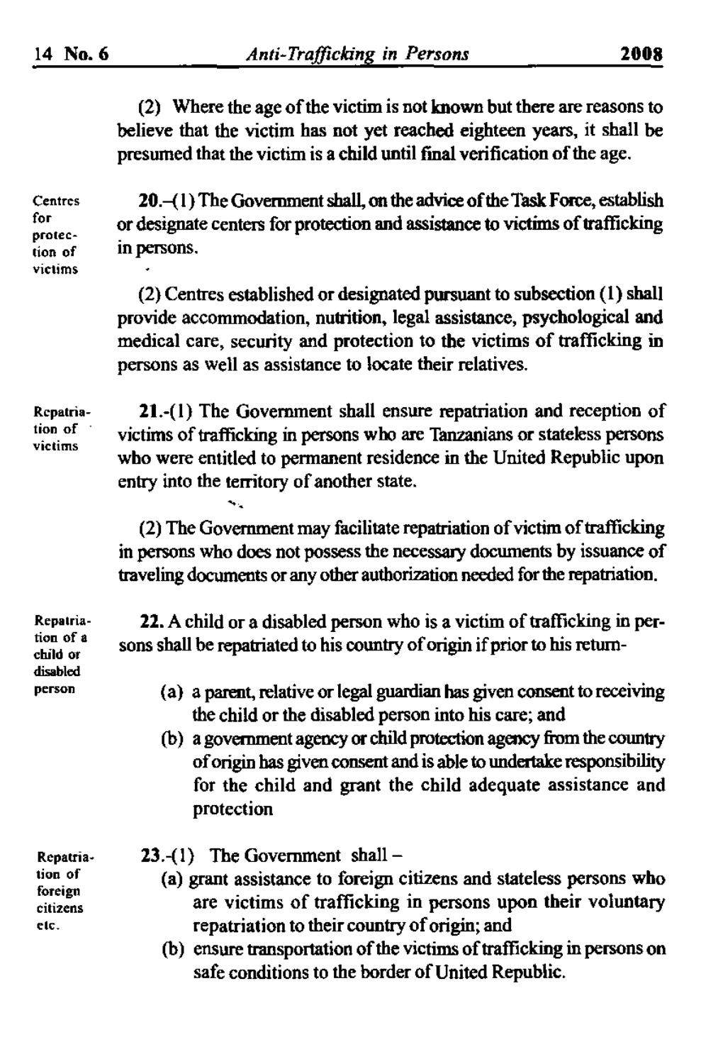(2) Where the age of the victim is not known but there are reasons to believe that the victim has not yet reached eighteen years, it shall be presumed that the victim is a child until final verification of the age.

**Centres for protection of victims**

**20.**-(1) The Government shall, on the advice of the Task Force, establish or designate centers for protection and assistance to victims of trafficking in persons.

(2) Centres established or designated pursuant to subsection (1) shall provide accommodation, nutrition, legal assistance, psychological and medical care, security and protection to the victims of trafficking in persons as well as assistance to locate their relatives.

**Repatriation of victims**

**21.**-(1) The Government shall ensure repatriation and reception of victims of trafficking in persons who are Tanzanians or stateless persons who were entitled to permanent residence in the United Republic upon entry into the territory of another state.

(2) The Government may facilitate repatriation of victim of trafficking in persons who does not possess the necessary documents by issuance of traveling documents or any other authorization needed for the repatriation.

**Repatriation of a child or disabled person**

**22.** A child or a disabled person who is a victim of trafficking in persons shall be repatriated to his country of origin if prior to his return-

(a) a parent, relative or legal guardian has given consent to receiving the child or the disabled person into his care; and

(b) a government agency or child protection agency from the country of origin has given consent and is able to undertake responsibility for the child and grant the child adequate assistance and protection

**Repatriation of foreign citizens etc.**

**23.**-(1) The Government shall –

(a) grant assistance to foreign citizens and stateless persons who are victims of trafficking in persons upon their voluntary repatriation to their country of origin; and

(b) ensure transportation of the victims of trafficking in persons on safe conditions to the border of United Republic.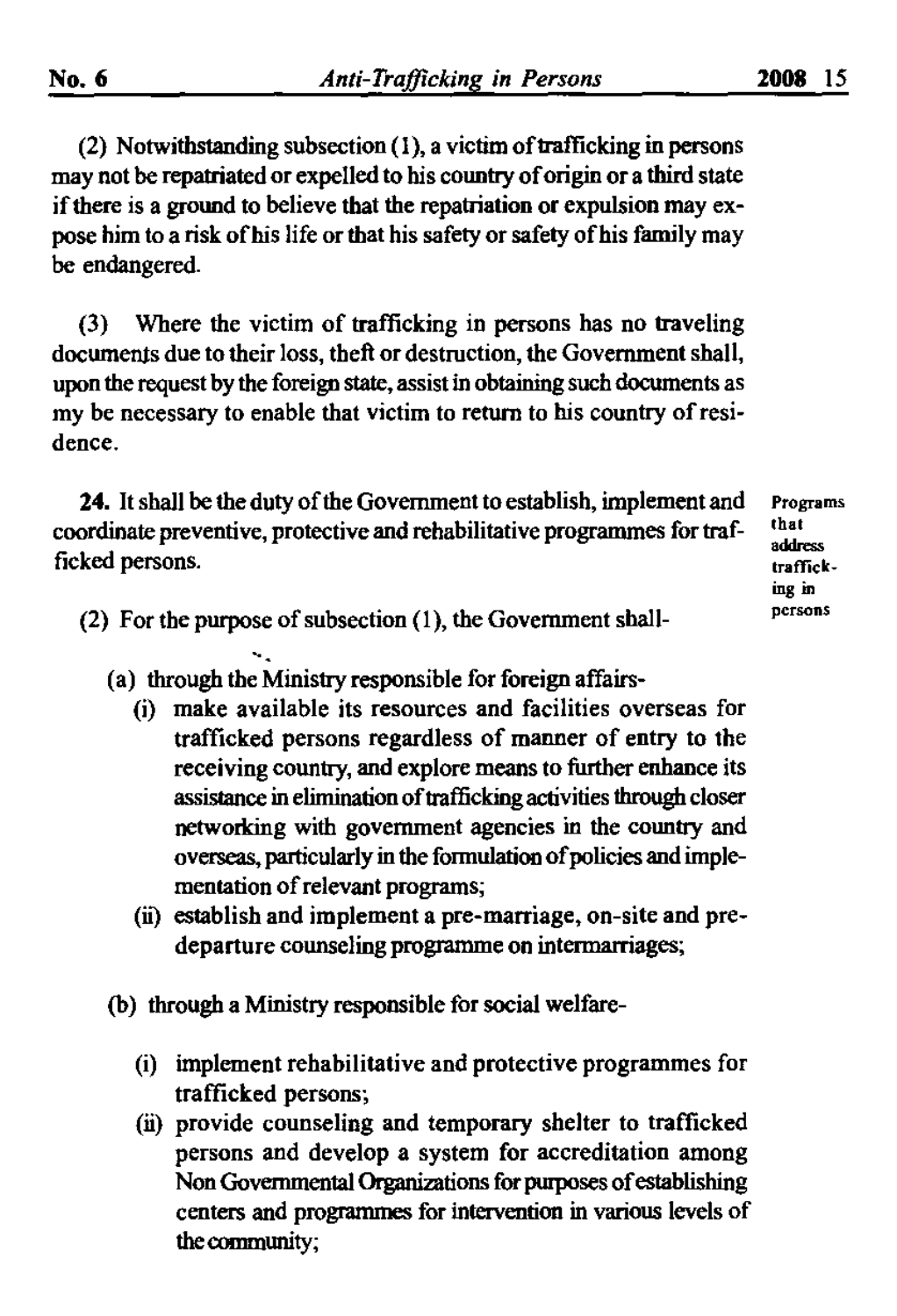(2) Notwithstanding subsection (1), a victim of trafficking in persons may not be repatriated or expelled to his country of origin or a third state if there is a ground to believe that the repatriation or expulsion may expose him to a risk of his life or that his safety or safety of his family may be endangered.

(3) Where the victim of trafficking in persons has no traveling documents due to their loss, theft or destruction, the Government shall, upon the request by the foreign state, assist in obtaining such documents as my be necessary to enable that victim to return to his country of residence.

Programs that address trafficking in persons

**24.** It shall be the duty of the Government to establish, implement and coordinate preventive, protective and rehabilitative programmes for trafficked persons.

(2) For the purpose of subsection (1), the Government shall-

(a) through the Ministry responsible for foreign affairs-

(i) make available its resources and facilities overseas for trafficked persons regardless of manner of entry to the receiving country, and explore means to further enhance its assistance in elimination of trafficking activities through closer networking with government agencies in the country and overseas, particularly in the formulation of policies and implementation of relevant programs;

(ii) establish and implement a pre-marriage, on-site and pre-departure counseling programme on intermarriages;

(b) through a Ministry responsible for social welfare-

(i) implement rehabilitative and protective programmes for trafficked persons;

(ii) provide counseling and temporary shelter to trafficked persons and develop a system for accreditation among Non Governmental Organizations for purposes of establishing centers and programmes for intervention in various levels of the community;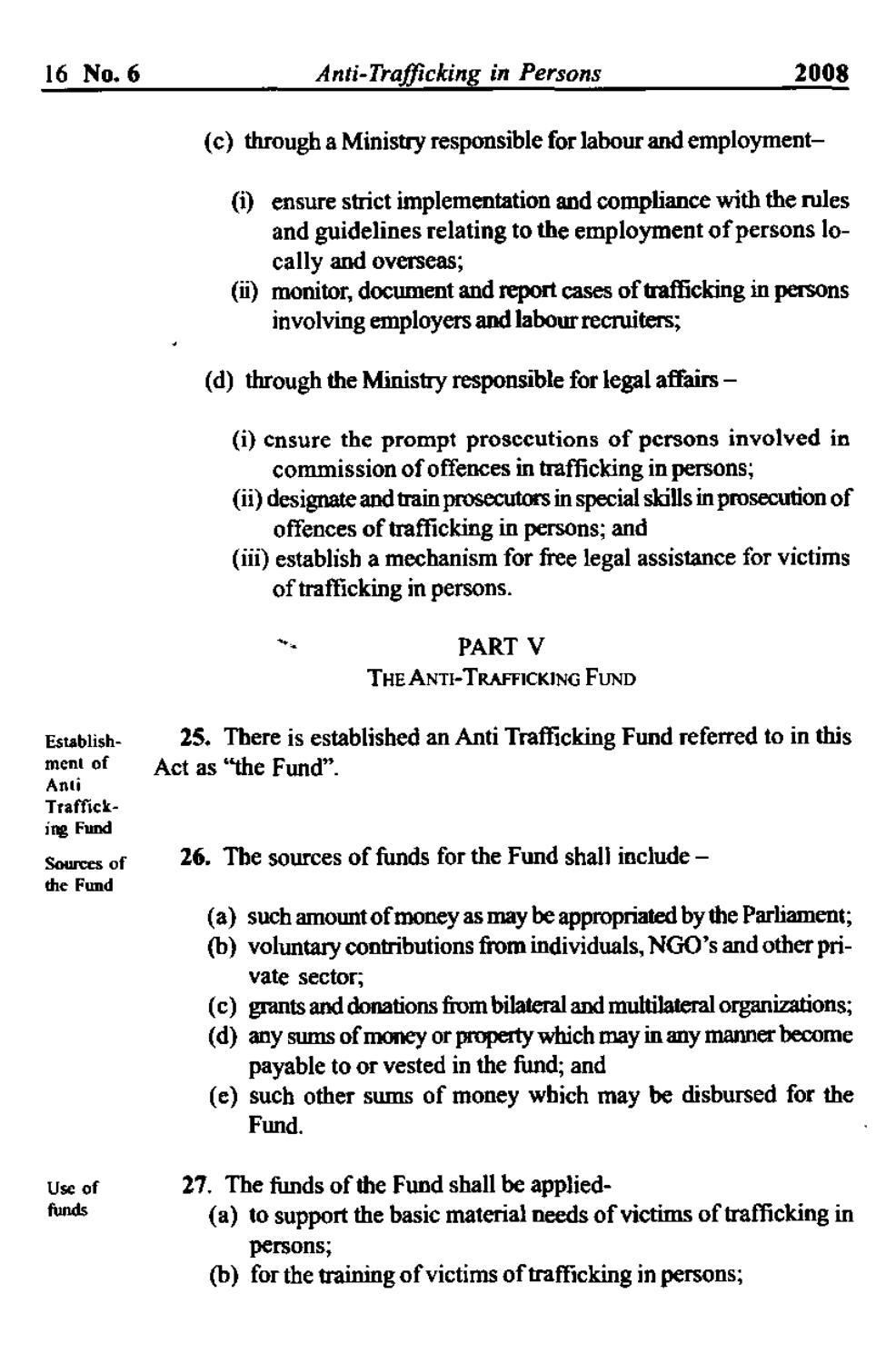(c) through a Ministry responsible for labour and employment–

(i) ensure strict implementation and compliance with the rules and guidelines relating to the employment of persons locally and overseas;

(ii) monitor, document and report cases of trafficking in persons involving employers and labour recruiters;

(d) through the Ministry responsible for legal affairs –

(i) ensure the prompt prosecutions of persons involved in commission of offences in trafficking in persons;

(ii) designate and train prosecutors in special skills in prosecution of offences of trafficking in persons; and

(iii) establish a mechanism for free legal assistance for victims of trafficking in persons.

## PART V
### THE ANTI-TRAFFICKING FUND

Establishment of Anti Trafficking Fund

**25.** There is established an Anti Trafficking Fund referred to in this Act as "the Fund".

Sources of the Fund

**26.** The sources of funds for the Fund shall include –

(a) such amount of money as may be appropriated by the Parliament;

(b) voluntary contributions from individuals, NGO's and other private sector;

(c) grants and donations from bilateral and multilateral organizations;

(d) any sums of money or property which may in any manner become payable to or vested in the fund; and

(e) such other sums of money which may be disbursed for the Fund.

Use of funds

**27.** The funds of the Fund shall be applied-

(a) to support the basic material needs of victims of trafficking in persons;

(b) for the training of victims of trafficking in persons;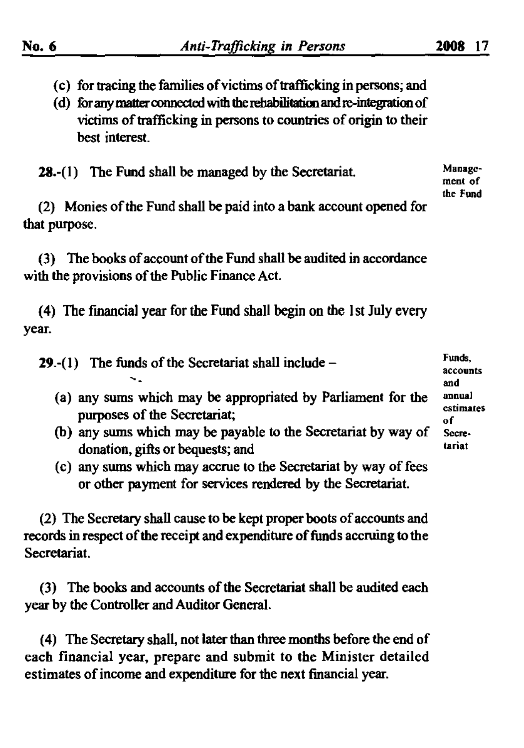(c) for tracing the families of victims of trafficking in persons; and

(d) for any matter connected with the rehabilitation and re-integration of victims of trafficking in persons to countries of origin to their best interest.

Management of the Fund

**28.**-(1) The Fund shall be managed by the Secretariat.

(2) Monies of the Fund shall be paid into a bank account opened for that purpose.

(3) The books of account of the Fund shall be audited in accordance with the provisions of the Public Finance Act.

(4) The financial year for the Fund shall begin on the 1st July every year.

Funds, accounts and annual estimates of Secretariat

**29.**-(1) The funds of the Secretariat shall include –

(a) any sums which may be appropriated by Parliament for the purposes of the Secretariat;

(b) any sums which may be payable to the Secretariat by way of donation, gifts or bequests; and

(c) any sums which may accrue to the Secretariat by way of fees or other payment for services rendered by the Secretariat.

(2) The Secretary shall cause to be kept proper boots of accounts and records in respect of the receipt and expenditure of funds accruing to the Secretariat.

(3) The books and accounts of the Secretariat shall be audited each year by the Controller and Auditor General.

(4) The Secretary shall, not later than three months before the end of each financial year, prepare and submit to the Minister detailed estimates of income and expenditure for the next financial year.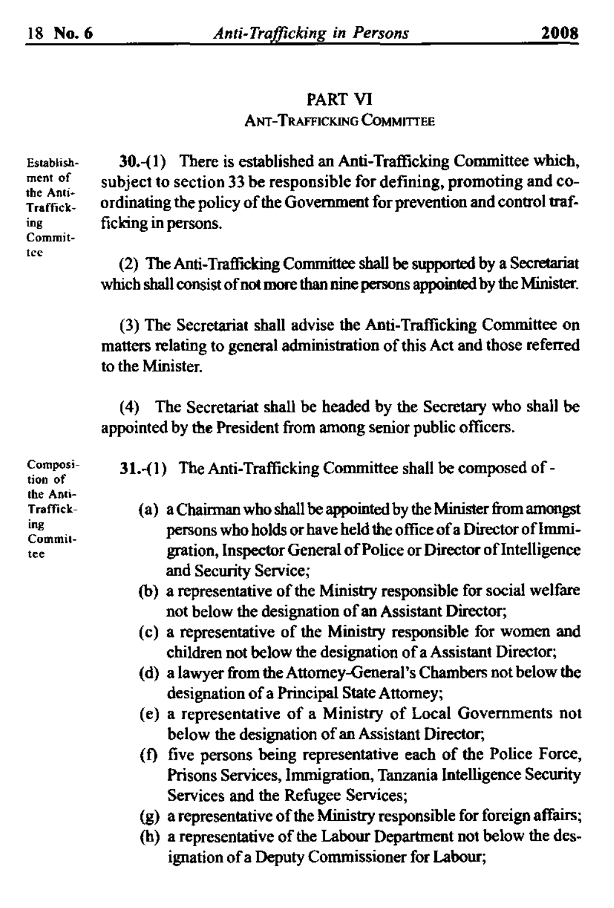## PART VI

### ANT-TRAFFICKING COMMITTEE

Establishment of the Anti-Trafficking Committee

**30.**-(1) There is established an Anti-Trafficking Committee which, subject to section 33 be responsible for defining, promoting and co-ordinating the policy of the Government for prevention and control trafficking in persons.

(2) The Anti-Trafficking Committee shall be supported by a Secretariat which shall consist of not more than nine persons appointed by the Minister.

(3) The Secretariat shall advise the Anti-Trafficking Committee on matters relating to general administration of this Act and those referred to the Minister.

(4) The Secretariat shall be headed by the Secretary who shall be appointed by the President from among senior public officers.

Composition of the Anti-Trafficking Committee

**31.**-(1) The Anti-Trafficking Committee shall be composed of -

(a) a Chairman who shall be appointed by the Minister from amongst persons who holds or have held the office of a Director of Immigration, Inspector General of Police or Director of Intelligence and Security Service;

(b) a representative of the Ministry responsible for social welfare not below the designation of an Assistant Director;

(c) a representative of the Ministry responsible for women and children not below the designation of a Assistant Director;

(d) a lawyer from the Attorney-General's Chambers not below the designation of a Principal State Attorney;

(e) a representative of a Ministry of Local Governments not below the designation of an Assistant Director;

(f) five persons being representative each of the Police Force, Prisons Services, Immigration, Tanzania Intelligence Security Services and the Refugee Services;

(g) a representative of the Ministry responsible for foreign affairs;

(h) a representative of the Labour Department not below the designation of a Deputy Commissioner for Labour;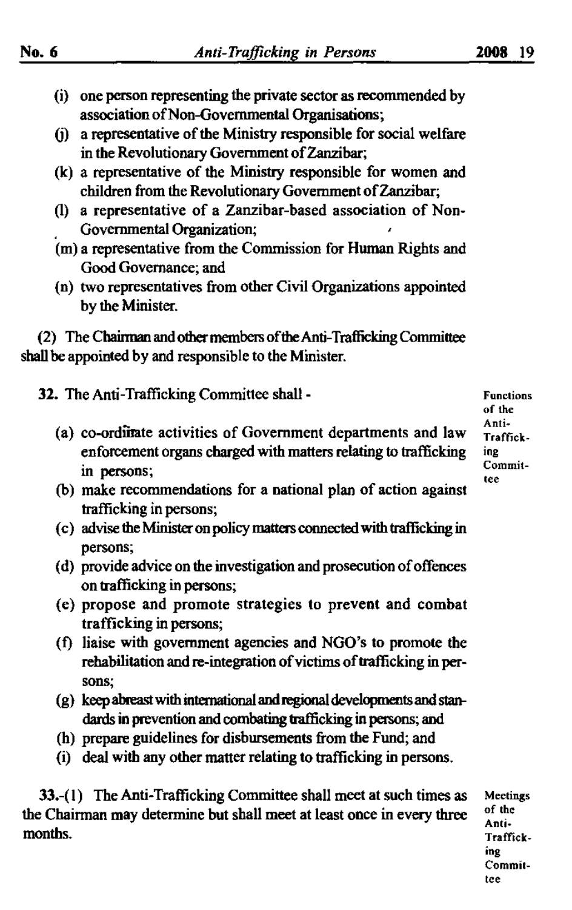(i) one person representing the private sector as recommended by association of Non-Governmental Organisations;

(j) a representative of the Ministry responsible for social welfare in the Revolutionary Government of Zanzibar;

(k) a representative of the Ministry responsible for women and children from the Revolutionary Government of Zanzibar;

(l) a representative of a Zanzibar-based association of Non-Governmental Organization;

(m) a representative from the Commission for Human Rights and Good Governance; and

(n) two representatives from other Civil Organizations appointed by the Minister.

(2) The Chairman and other members of the Anti-Trafficking Committee shall be appointed by and responsible to the Minister.

**Functions of the Anti-Trafficking Committee**

**32.** The Anti-Trafficking Committee shall -

(a) co-ordinate activities of Government departments and law enforcement organs charged with matters relating to trafficking in persons;

(b) make recommendations for a national plan of action against trafficking in persons;

(c) advise the Minister on policy matters connected with trafficking in persons;

(d) provide advice on the investigation and prosecution of offences on trafficking in persons;

(e) propose and promote strategies to prevent and combat trafficking in persons;

(f) liaise with government agencies and NGO's to promote the rehabilitation and re-integration of victims of trafficking in persons;

(g) keep abreast with international and regional developments and standards in prevention and combating trafficking in persons; and

(h) prepare guidelines for disbursements from the Fund; and

(i) deal with any other matter relating to trafficking in persons.

**Meetings of the Anti-Trafficking Committee**

**33.**-(1) The Anti-Trafficking Committee shall meet at such times as the Chairman may determine but shall meet at least once in every three months.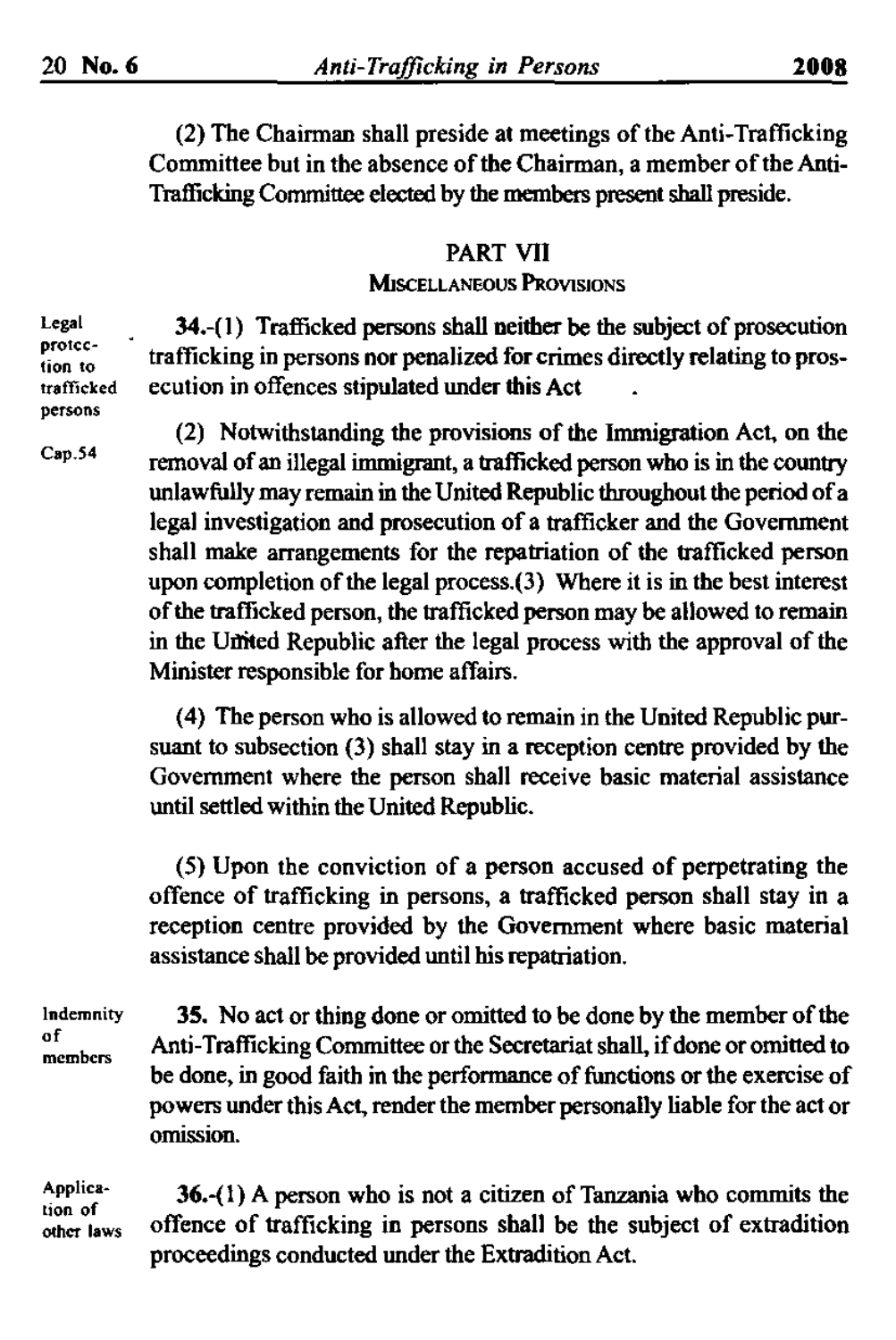(2) The Chairman shall preside at meetings of the Anti-Trafficking Committee but in the absence of the Chairman, a member of the Anti-Trafficking Committee elected by the members present shall preside.

## PART VII

### MISCELLANEOUS PROVISIONS

Legal protection to trafficked persons

**34.**-(1) Trafficked persons shall neither be the subject of prosecution trafficking in persons nor penalized for crimes directly relating to prosecution in offences stipulated under this Act .

Cap.54

(2) Notwithstanding the provisions of the Immigration Act, on the removal of an illegal immigrant, a trafficked person who is in the country unlawfully may remain in the United Republic throughout the period of a legal investigation and prosecution of a trafficker and the Government shall make arrangements for the repatriation of the trafficked person upon completion of the legal process.(3) Where it is in the best interest of the trafficked person, the trafficked person may be allowed to remain in the United Republic after the legal process with the approval of the Minister responsible for home affairs.

(4) The person who is allowed to remain in the United Republic pursuant to subsection (3) shall stay in a reception centre provided by the Government where the person shall receive basic material assistance until settled within the United Republic.

(5) Upon the conviction of a person accused of perpetrating the offence of trafficking in persons, a trafficked person shall stay in a reception centre provided by the Government where basic material assistance shall be provided until his repatriation.

Indemnity of members

**35.** No act or thing done or omitted to be done by the member of the Anti-Trafficking Committee or the Secretariat shall, if done or omitted to be done, in good faith in the performance of functions or the exercise of powers under this Act, render the member personally liable for the act or omission.

Application of other laws

**36.**-(1) A person who is not a citizen of Tanzania who commits the offence of trafficking in persons shall be the subject of extradition proceedings conducted under the Extradition Act.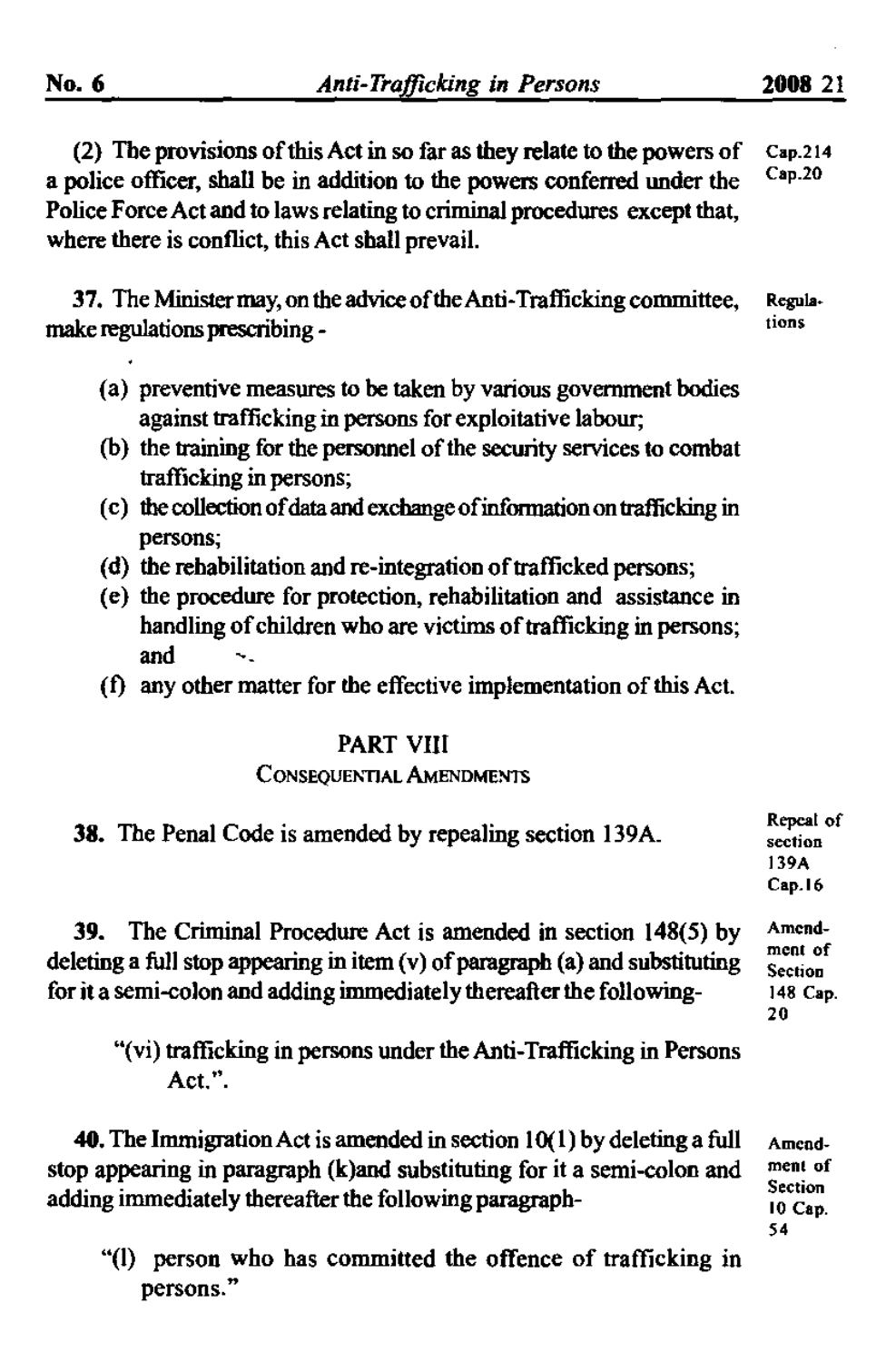(2) The provisions of this Act in so far as they relate to the powers of a police officer, shall be in addition to the powers conferred under the Police Force Act and to laws relating to criminal procedures except that, where there is conflict, this Act shall prevail.

Cap.214
Cap.20

**37.** The Minister may, on the advice of the Anti-Trafficking committee, make regulations prescribing -

Regulations

(a) preventive measures to be taken by various government bodies against trafficking in persons for exploitative labour;
(b) the training for the personnel of the security services to combat trafficking in persons;
(c) the collection of data and exchange of information on trafficking in persons;
(d) the rehabilitation and re-integration of trafficked persons;
(e) the procedure for protection, rehabilitation and assistance in handling of children who are victims of trafficking in persons; and
(f) any other matter for the effective implementation of this Act.

## PART VIII
### CONSEQUENTIAL AMENDMENTS

**38.** The Penal Code is amended by repealing section 139A.

Repeal of section 139A Cap.16

**39.** The Criminal Procedure Act is amended in section 148(5) by deleting a full stop appearing in item (v) of paragraph (a) and substituting for it a semi-colon and adding immediately thereafter the following-

Amendment of Section 148 Cap. 20

"(vi) trafficking in persons under the Anti-Trafficking in Persons Act.".

**40.** The Immigration Act is amended in section 10(1) by deleting a full stop appearing in paragraph (k)and substituting for it a semi-colon and adding immediately thereafter the following paragraph-

Amendment of Section 10 Cap. 54

"(l) person who has committed the offence of trafficking in persons."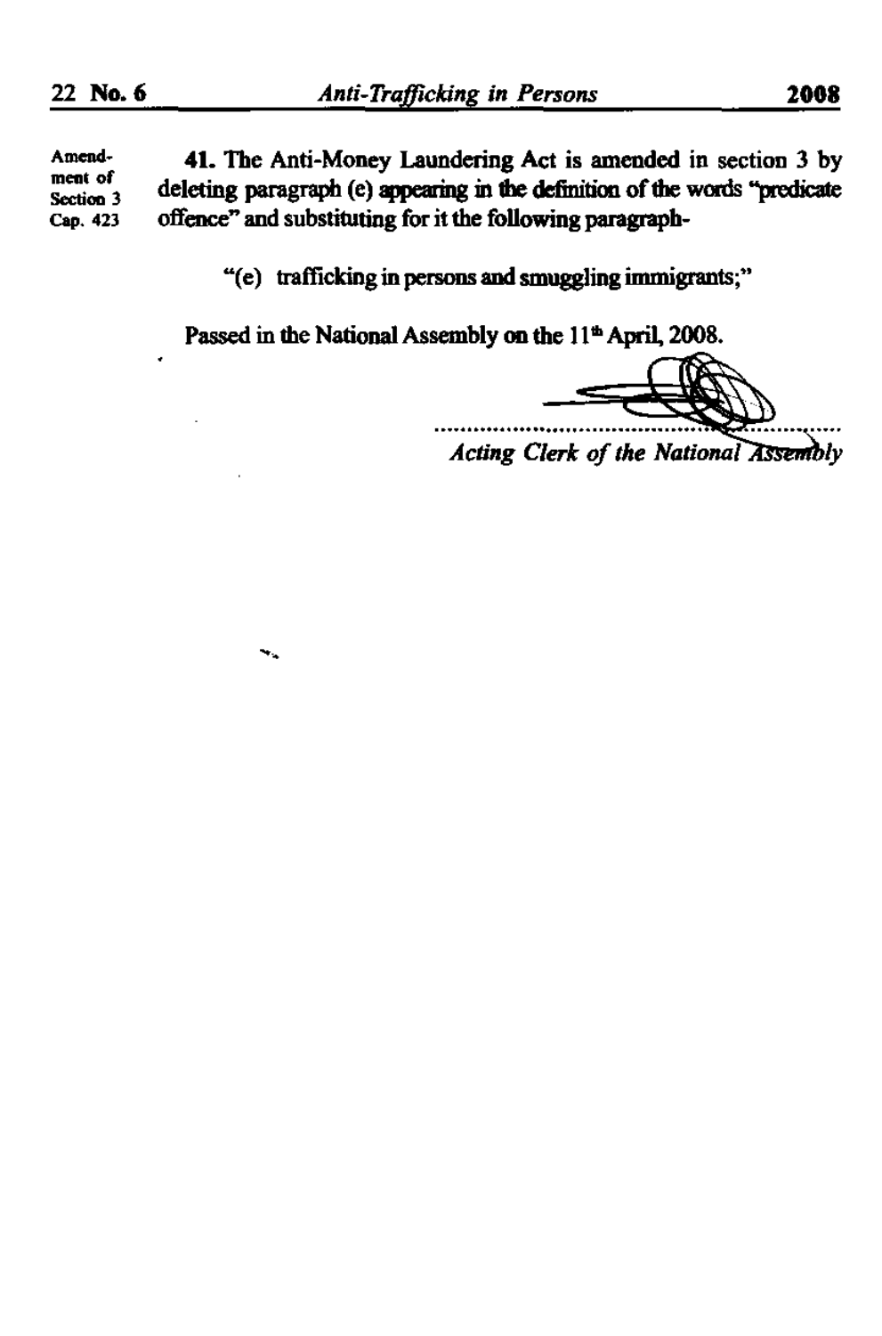Amendment of Section 3 Cap. 423

**41.** The Anti-Money Laundering Act is amended in section 3 by deleting paragraph (e) appearing in the definition of the words "predicate offence" and substituting for it the following paragraph-

"(e) trafficking in persons and smuggling immigrants;"

Passed in the National Assembly on the 11th April, 2008.

..................................................................

*Acting Clerk of the National Assembly*